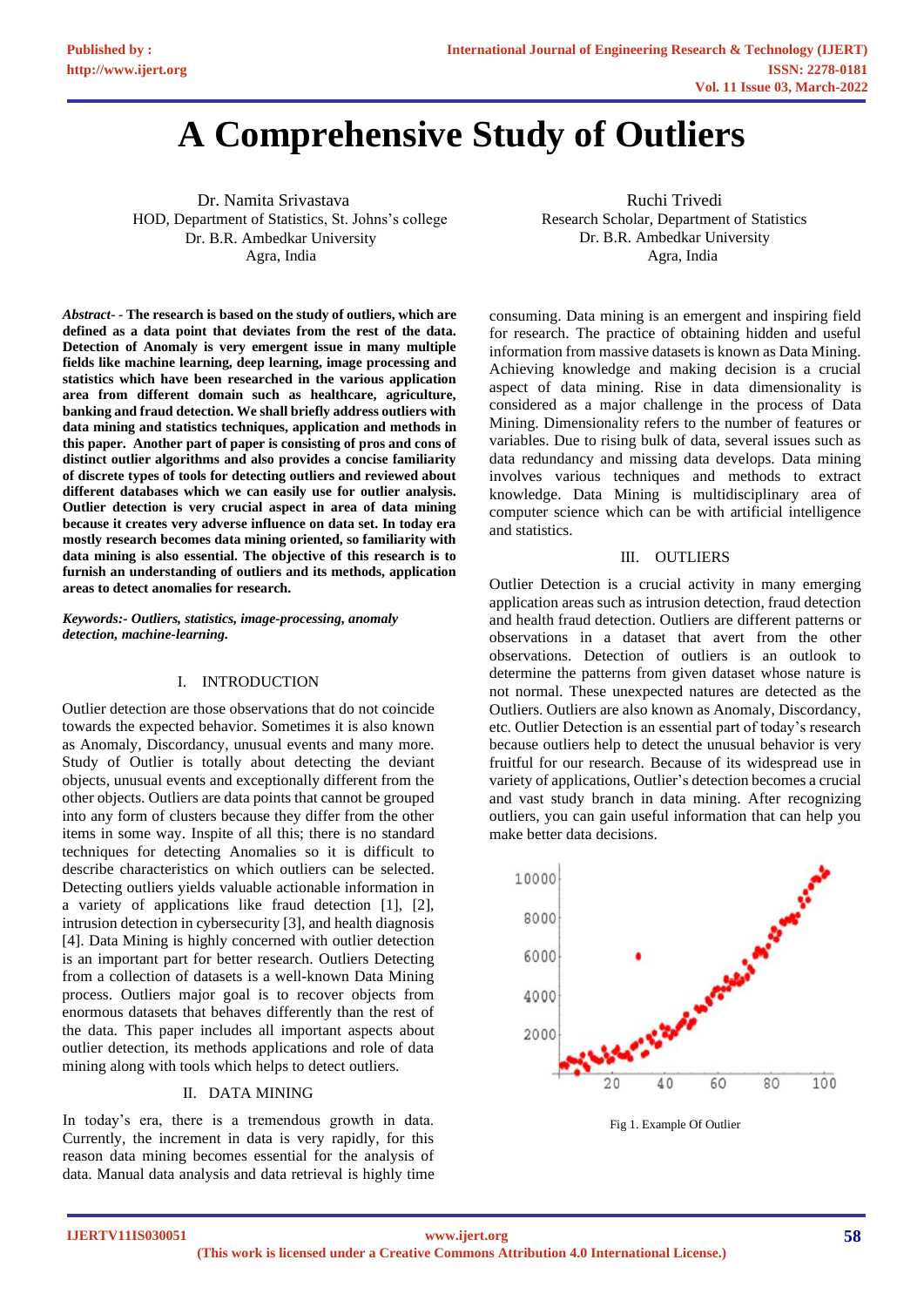# A Comprehensive Study of Outliers

Dr. Namita Srivastava
HOD, Department of Statistics, St. Johns's college
Dr. B.R. Ambedkar University
Agra, India

Ruchi Trivedi
Research Scholar, Department of Statistics
Dr. B.R. Ambedkar University
Agra, India

***Abstract*- - The research is based on the study of outliers, which are defined as a data point that deviates from the rest of the data. Detection of Anomaly is very emergent issue in many multiple fields like machine learning, deep learning, image processing and statistics which have been researched in the various application area from different domain such as healthcare, agriculture, banking and fraud detection. We shall briefly address outliers with data mining and statistics techniques, application and methods in this paper. Another part of paper is consisting of pros and cons of distinct outlier algorithms and also provides a concise familiarity of discrete types of tools for detecting outliers and reviewed about different databases which we can easily use for outlier analysis. Outlier detection is very crucial aspect in area of data mining because it creates very adverse influence on data set. In today era mostly research becomes data mining oriented, so familiarity with data mining is also essential. The objective of this research is to furnish an understanding of outliers and its methods, application areas to detect anomalies for research.**

***Keywords:- Outliers, statistics, image-processing, anomaly detection, machine-learning.***

## I. INTRODUCTION

Outlier detection are those observations that do not coincide towards the expected behavior. Sometimes it is also known as Anomaly, Discordancy, unusual events and many more. Study of Outlier is totally about detecting the deviant objects, unusual events and exceptionally different from the other objects. Outliers are data points that cannot be grouped into any form of clusters because they differ from the other items in some way. Inspite of all this; there is no standard techniques for detecting Anomalies so it is difficult to describe characteristics on which outliers can be selected. Detecting outliers yields valuable actionable information in a variety of applications like fraud detection [1], [2], intrusion detection in cybersecurity [3], and health diagnosis [4]. Data Mining is highly concerned with outlier detection is an important part for better research. Outliers Detecting from a collection of datasets is a well-known Data Mining process. Outliers major goal is to recover objects from enormous datasets that behaves differently than the rest of the data. This paper includes all important aspects about outlier detection, its methods applications and role of data mining along with tools which helps to detect outliers.

## II. DATA MINING

In today's era, there is a tremendous growth in data. Currently, the increment in data is very rapidly, for this reason data mining becomes essential for the analysis of data. Manual data analysis and data retrieval is highly time consuming. Data mining is an emergent and inspiring field for research. The practice of obtaining hidden and useful information from massive datasets is known as Data Mining. Achieving knowledge and making decision is a crucial aspect of data mining. Rise in data dimensionality is considered as a major challenge in the process of Data Mining. Dimensionality refers to the number of features or variables. Due to rising bulk of data, several issues such as data redundancy and missing data develops. Data mining involves various techniques and methods to extract knowledge. Data Mining is multidisciplinary area of computer science which can be with artificial intelligence and statistics.

## III. OUTLIERS

Outlier Detection is a crucial activity in many emerging application areas such as intrusion detection, fraud detection and health fraud detection. Outliers are different patterns or observations in a dataset that avert from the other observations. Detection of outliers is an outlook to determine the patterns from given dataset whose nature is not normal. These unexpected natures are detected as the Outliers. Outliers are also known as Anomaly, Discordancy, etc. Outlier Detection is an essential part of today's research because outliers help to detect the unusual behavior is very fruitful for our research. Because of its widespread use in variety of applications, Outlier's detection becomes a crucial and vast study branch in data mining. After recognizing outliers, you can gain useful information that can help you make better data decisions.

Fig 1. Example Of Outlier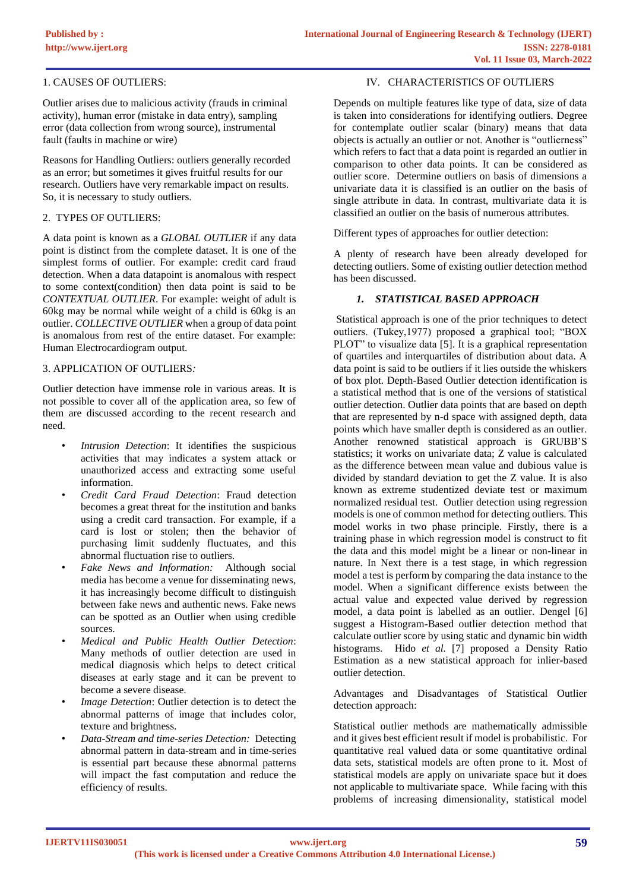## 1. CAUSES OF OUTLIERS:

Outlier arises due to malicious activity (frauds in criminal activity), human error (mistake in data entry), sampling error (data collection from wrong source), instrumental fault (faults in machine or wire)

Reasons for Handling Outliers: outliers generally recorded as an error; but sometimes it gives fruitful results for our research. Outliers have very remarkable impact on results. So, it is necessary to study outliers.

## 2. TYPES OF OUTLIERS:

A data point is known as a *GLOBAL OUTLIER* if any data point is distinct from the complete dataset. It is one of the simplest forms of outlier. For example: credit card fraud detection. When a data datapoint is anomalous with respect to some context(condition) then data point is said to be *CONTEXTUAL OUTLIER*. For example: weight of adult is 60kg may be normal while weight of a child is 60kg is an outlier. *COLLECTIVE OUTLIER* when a group of data point is anomalous from rest of the entire dataset. For example: Human Electrocardiogram output.

## 3. APPLICATION OF OUTLIERS*:*

Outlier detection have immense role in various areas. It is not possible to cover all of the application area, so few of them are discussed according to the recent research and need.

- *Intrusion Detection*: It identifies the suspicious activities that may indicates a system attack or unauthorized access and extracting some useful information.
- *Credit Card Fraud Detection*: Fraud detection becomes a great threat for the institution and banks using a credit card transaction. For example, if a card is lost or stolen; then the behavior of purchasing limit suddenly fluctuates, and this abnormal fluctuation rise to outliers.
- *Fake News and Information:* Although social media has become a venue for disseminating news, it has increasingly become difficult to distinguish between fake news and authentic news. Fake news can be spotted as an Outlier when using credible sources.
- *Medical and Public Health Outlier Detection*: Many methods of outlier detection are used in medical diagnosis which helps to detect critical diseases at early stage and it can be prevent to become a severe disease.
- *Image Detection*: Outlier detection is to detect the abnormal patterns of image that includes color, texture and brightness.
- *Data-Stream and time-series Detection:* Detecting abnormal pattern in data-stream and in time-series is essential part because these abnormal patterns will impact the fast computation and reduce the efficiency of results.

## IV. CHARACTERISTICS OF OUTLIERS

Depends on multiple features like type of data, size of data is taken into considerations for identifying outliers. Degree for contemplate outlier scalar (binary) means that data objects is actually an outlier or not. Another is "outlierness" which refers to fact that a data point is regarded an outlier in comparison to other data points. It can be considered as outlier score. Determine outliers on basis of dimensions a univariate data it is classified is an outlier on the basis of single attribute in data. In contrast, multivariate data it is classified an outlier on the basis of numerous attributes.

Different types of approaches for outlier detection:

A plenty of research have been already developed for detecting outliers. Some of existing outlier detection method has been discussed.

### *1. STATISTICAL BASED APPROACH*

Statistical approach is one of the prior techniques to detect outliers. (Tukey,1977) proposed a graphical tool; "BOX PLOT" to visualize data [5]. It is a graphical representation of quartiles and interquartiles of distribution about data. A data point is said to be outliers if it lies outside the whiskers of box plot. Depth-Based Outlier detection identification is a statistical method that is one of the versions of statistical outlier detection. Outlier data points that are based on depth that are represented by n-d space with assigned depth, data points which have smaller depth is considered as an outlier. Another renowned statistical approach is GRUBB'S statistics; it works on univariate data; Z value is calculated as the difference between mean value and dubious value is divided by standard deviation to get the Z value. It is also known as extreme studentized deviate test or maximum normalized residual test. Outlier detection using regression models is one of common method for detecting outliers. This model works in two phase principle. Firstly, there is a training phase in which regression model is construct to fit the data and this model might be a linear or non-linear in nature. In Next there is a test stage, in which regression model a test is perform by comparing the data instance to the model. When a significant difference exists between the actual value and expected value derived by regression model, a data point is labelled as an outlier. Dengel [6] suggest a Histogram-Based outlier detection method that calculate outlier score by using static and dynamic bin width histograms. Hido *et al.* [7] proposed a Density Ratio Estimation as a new statistical approach for inlier-based outlier detection.

Advantages and Disadvantages of Statistical Outlier detection approach:

Statistical outlier methods are mathematically admissible and it gives best efficient result if model is probabilistic. For quantitative real valued data or some quantitative ordinal data sets, statistical models are often prone to it. Most of statistical models are apply on univariate space but it does not applicable to multivariate space. While facing with this problems of increasing dimensionality, statistical model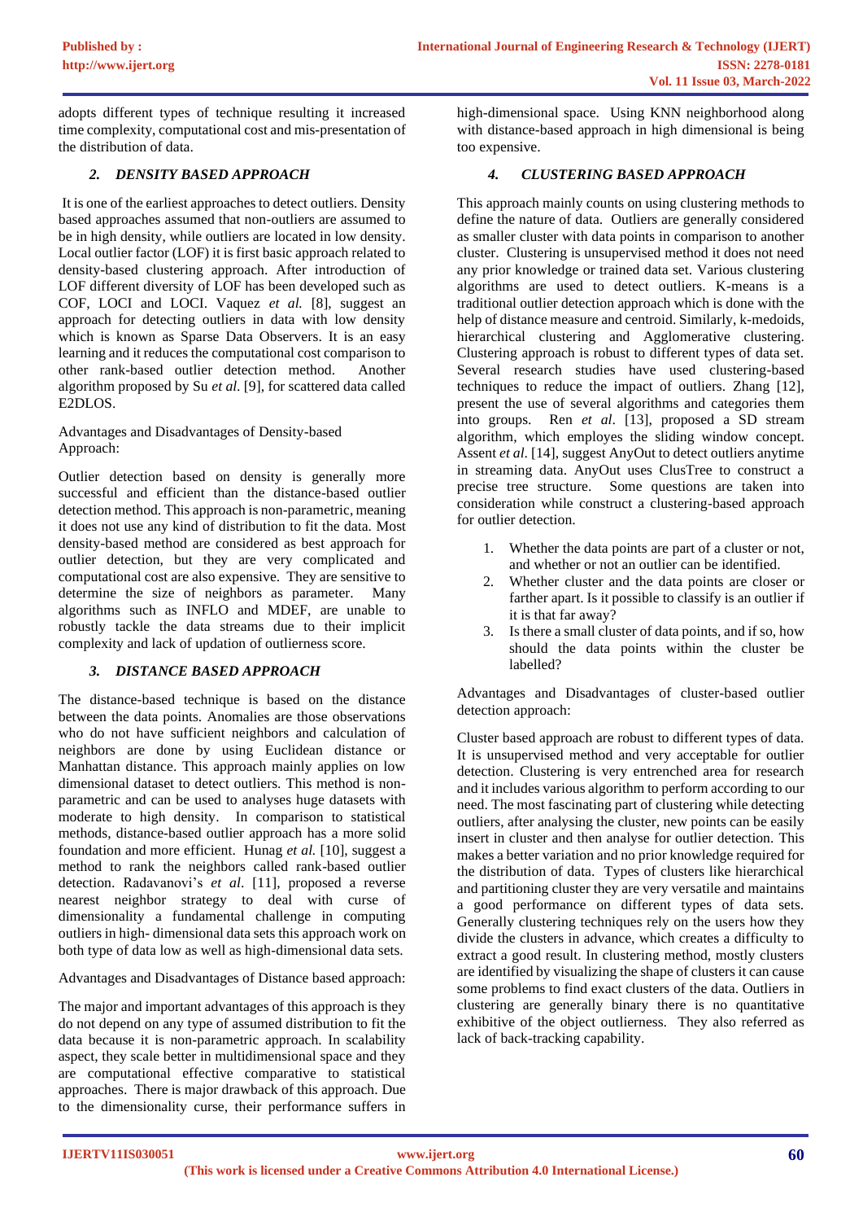adopts different types of technique resulting it increased time complexity, computational cost and mis-presentation of the distribution of data.

### *2. DENSITY BASED APPROACH*

It is one of the earliest approaches to detect outliers. Density based approaches assumed that non-outliers are assumed to be in high density, while outliers are located in low density. Local outlier factor (LOF) it is first basic approach related to density-based clustering approach. After introduction of LOF different diversity of LOF has been developed such as COF, LOCI and LOCI. Vaquez *et al.* [8], suggest an approach for detecting outliers in data with low density which is known as Sparse Data Observers. It is an easy learning and it reduces the computational cost comparison to other rank-based outlier detection method. Another algorithm proposed by Su *et al*. [9], for scattered data called E2DLOS.

Advantages and Disadvantages of Density-based Approach:

Outlier detection based on density is generally more successful and efficient than the distance-based outlier detection method. This approach is non-parametric, meaning it does not use any kind of distribution to fit the data. Most density-based method are considered as best approach for outlier detection, but they are very complicated and computational cost are also expensive. They are sensitive to determine the size of neighbors as parameter. Many algorithms such as INFLO and MDEF, are unable to robustly tackle the data streams due to their implicit complexity and lack of updation of outlierness score.

### *3. DISTANCE BASED APPROACH*

The distance-based technique is based on the distance between the data points. Anomalies are those observations who do not have sufficient neighbors and calculation of neighbors are done by using Euclidean distance or Manhattan distance. This approach mainly applies on low dimensional dataset to detect outliers. This method is non-parametric and can be used to analyses huge datasets with moderate to high density. In comparison to statistical methods, distance-based outlier approach has a more solid foundation and more efficient. Hunag *et al.* [10], suggest a method to rank the neighbors called rank-based outlier detection. Radavanovi's *et al*. [11], proposed a reverse nearest neighbor strategy to deal with curse of dimensionality a fundamental challenge in computing outliers in high- dimensional data sets this approach work on both type of data low as well as high-dimensional data sets.

Advantages and Disadvantages of Distance based approach:

The major and important advantages of this approach is they do not depend on any type of assumed distribution to fit the data because it is non-parametric approach. In scalability aspect, they scale better in multidimensional space and they are computational effective comparative to statistical approaches. There is major drawback of this approach. Due to the dimensionality curse, their performance suffers in high-dimensional space. Using KNN neighborhood along with distance-based approach in high dimensional is being too expensive.

### *4. CLUSTERING BASED APPROACH*

This approach mainly counts on using clustering methods to define the nature of data. Outliers are generally considered as smaller cluster with data points in comparison to another cluster. Clustering is unsupervised method it does not need any prior knowledge or trained data set. Various clustering algorithms are used to detect outliers. K-means is a traditional outlier detection approach which is done with the help of distance measure and centroid. Similarly, k-medoids, hierarchical clustering and Agglomerative clustering. Clustering approach is robust to different types of data set. Several research studies have used clustering-based techniques to reduce the impact of outliers. Zhang [12], present the use of several algorithms and categories them into groups. Ren *et al*. [13], proposed a SD stream algorithm, which employs the sliding window concept. Assent *et al*. [14], suggest AnyOut to detect outliers anytime in streaming data. AnyOut uses ClusTree to construct a precise tree structure. Some questions are taken into consideration while construct a clustering-based approach for outlier detection.

1. Whether the data points are part of a cluster or not, and whether or not an outlier can be identified.
2. Whether cluster and the data points are closer or farther apart. Is it possible to classify is an outlier if it is that far away?
3. Is there a small cluster of data points, and if so, how should the data points within the cluster be labelled?

Advantages and Disadvantages of cluster-based outlier detection approach:

Cluster based approach are robust to different types of data. It is unsupervised method and very acceptable for outlier detection. Clustering is very entrenched area for research and it includes various algorithm to perform according to our need. The most fascinating part of clustering while detecting outliers, after analysing the cluster, new points can be easily insert in cluster and then analyse for outlier detection. This makes a better variation and no prior knowledge required for the distribution of data. Types of clusters like hierarchical and partitioning cluster they are very versatile and maintains a good performance on different types of data sets. Generally clustering techniques rely on the users how they divide the clusters in advance, which creates a difficulty to extract a good result. In clustering method, mostly clusters are identified by visualizing the shape of clusters it can cause some problems to find exact clusters of the data. Outliers in clustering are generally binary there is no quantitative exhibitive of the object outlierness. They also referred as lack of back-tracking capability.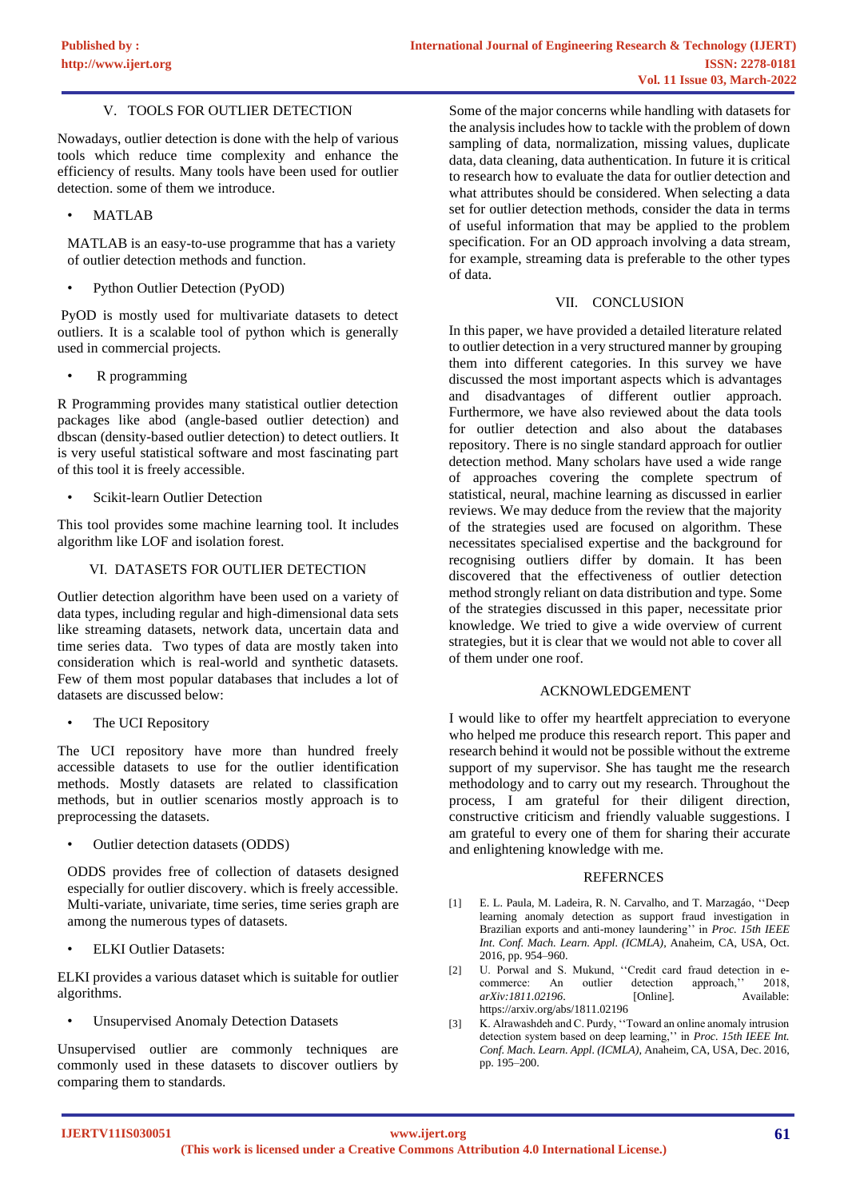## V. TOOLS FOR OUTLIER DETECTION

Nowadays, outlier detection is done with the help of various tools which reduce time complexity and enhance the efficiency of results. Many tools have been used for outlier detection. some of them we introduce.

- MATLAB

MATLAB is an easy-to-use programme that has a variety of outlier detection methods and function.

- Python Outlier Detection (PyOD)

PyOD is mostly used for multivariate datasets to detect outliers. It is a scalable tool of python which is generally used in commercial projects.

- R programming

R Programming provides many statistical outlier detection packages like abod (angle-based outlier detection) and dbscan (density-based outlier detection) to detect outliers. It is very useful statistical software and most fascinating part of this tool it is freely accessible.

- Scikit-learn Outlier Detection

This tool provides some machine learning tool. It includes algorithm like LOF and isolation forest.

## VI. DATASETS FOR OUTLIER DETECTION

Outlier detection algorithm have been used on a variety of data types, including regular and high-dimensional data sets like streaming datasets, network data, uncertain data and time series data. Two types of data are mostly taken into consideration which is real-world and synthetic datasets. Few of them most popular databases that includes a lot of datasets are discussed below:

- The UCI Repository

The UCI repository have more than hundred freely accessible datasets to use for the outlier identification methods. Mostly datasets are related to classification methods, but in outlier scenarios mostly approach is to preprocessing the datasets.

- Outlier detection datasets (ODDS)

ODDS provides free of collection of datasets designed especially for outlier discovery. which is freely accessible. Multi-variate, univariate, time series, time series graph are among the numerous types of datasets.

- ELKI Outlier Datasets:

ELKI provides a various dataset which is suitable for outlier algorithms.

- Unsupervised Anomaly Detection Datasets

Unsupervised outlier are commonly techniques are commonly used in these datasets to discover outliers by comparing them to standards.

Some of the major concerns while handling with datasets for the analysis includes how to tackle with the problem of down sampling of data, normalization, missing values, duplicate data, data cleaning, data authentication. In future it is critical to research how to evaluate the data for outlier detection and what attributes should be considered. When selecting a data set for outlier detection methods, consider the data in terms of useful information that may be applied to the problem specification. For an OD approach involving a data stream, for example, streaming data is preferable to the other types of data.

## VII. CONCLUSION

In this paper, we have provided a detailed literature related to outlier detection in a very structured manner by grouping them into different categories. In this survey we have discussed the most important aspects which is advantages and disadvantages of different outlier approach. Furthermore, we have also reviewed about the data tools for outlier detection and also about the databases repository. There is no single standard approach for outlier detection method. Many scholars have used a wide range of approaches covering the complete spectrum of statistical, neural, machine learning as discussed in earlier reviews. We may deduce from the review that the majority of the strategies used are focused on algorithm. These necessitates specialised expertise and the background for recognising outliers differ by domain. It has been discovered that the effectiveness of outlier detection method strongly reliant on data distribution and type. Some of the strategies discussed in this paper, necessitate prior knowledge. We tried to give a wide overview of current strategies, but it is clear that we would not able to cover all of them under one roof.

## ACKNOWLEDGEMENT

I would like to offer my heartfelt appreciation to everyone who helped me produce this research report. This paper and research behind it would not be possible without the extreme support of my supervisor. She has taught me the research methodology and to carry out my research. Throughout the process, I am grateful for their diligent direction, constructive criticism and friendly valuable suggestions. I am grateful to every one of them for sharing their accurate and enlightening knowledge with me.

## REFERNCES

[1] E. L. Paula, M. Ladeira, R. N. Carvalho, and T. Marzagáo, ''Deep learning anomaly detection as support fraud investigation in Brazilian exports and anti-money laundering'' in *Proc. 15th IEEE Int. Conf. Mach. Learn. Appl. (ICMLA)*, Anaheim, CA, USA, Oct. 2016, pp. 954–960.

[2] U. Porwal and S. Mukund, ''Credit card fraud detection in e-commerce: An outlier detection approach,'' 2018, *arXiv:1811.02196*. [Online]. Available: https://arxiv.org/abs/1811.02196

[3] K. Alrawashdeh and C. Purdy, ''Toward an online anomaly intrusion detection system based on deep learning,'' in *Proc. 15th IEEE Int. Conf. Mach. Learn. Appl. (ICMLA)*, Anaheim, CA, USA, Dec. 2016, pp. 195–200.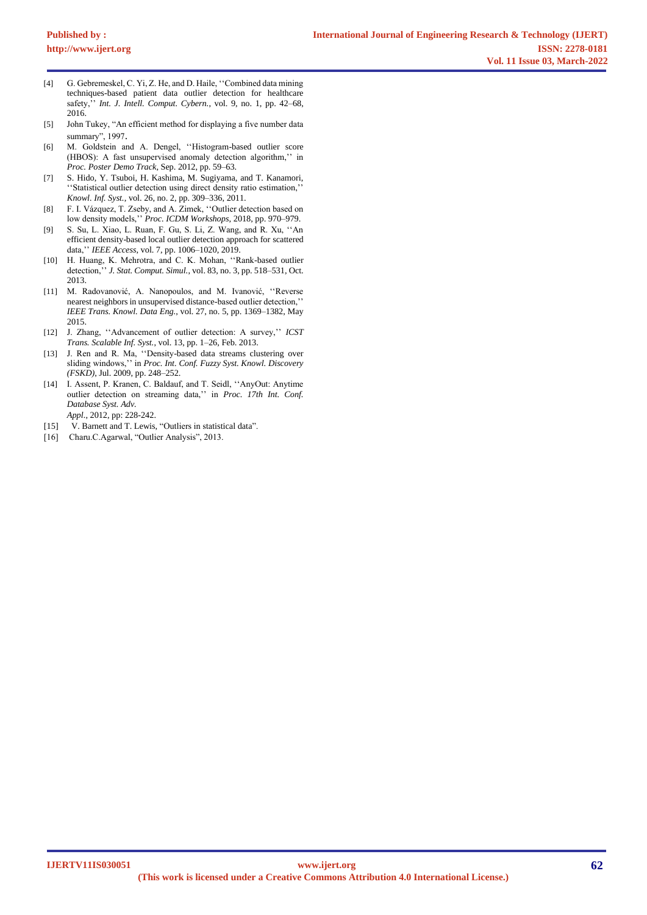[4] G. Gebremeskel, C. Yi, Z. He, and D. Haile, ''Combined data mining techniques-based patient data outlier detection for healthcare safety,'' *Int. J. Intell. Comput. Cybern.*, vol. 9, no. 1, pp. 42–68, 2016.

[5] John Tukey, "An efficient method for displaying a five number data summary", 1997.

[6] M. Goldstein and A. Dengel, ''Histogram-based outlier score (HBOS): A fast unsupervised anomaly detection algorithm,'' in *Proc. Poster Demo Track*, Sep. 2012, pp. 59–63.

[7] S. Hido, Y. Tsuboi, H. Kashima, M. Sugiyama, and T. Kanamori, ''Statistical outlier detection using direct density ratio estimation,'' *Knowl. Inf. Syst.*, vol. 26, no. 2, pp. 309–336, 2011.

[8] F. I. Vázquez, T. Zseby, and A. Zimek, ''Outlier detection based on low density models,'' *Proc. ICDM Workshops*, 2018, pp. 970–979.

[9] S. Su, L. Xiao, L. Ruan, F. Gu, S. Li, Z. Wang, and R. Xu, ''An efficient density-based local outlier detection approach for scattered data,'' *IEEE Access*, vol. 7, pp. 1006–1020, 2019.

[10] H. Huang, K. Mehrotra, and C. K. Mohan, ''Rank-based outlier detection,'' *J. Stat. Comput. Simul.*, vol. 83, no. 3, pp. 518–531, Oct. 2013.

[11] M. Radovanović, A. Nanopoulos, and M. Ivanović, ''Reverse nearest neighbors in unsupervised distance-based outlier detection,'' *IEEE Trans. Knowl. Data Eng.*, vol. 27, no. 5, pp. 1369–1382, May 2015.

[12] J. Zhang, ''Advancement of outlier detection: A survey,'' *ICST Trans. Scalable Inf. Syst.*, vol. 13, pp. 1–26, Feb. 2013.

[13] J. Ren and R. Ma, ''Density-based data streams clustering over sliding windows,'' in *Proc. Int. Conf. Fuzzy Syst. Knowl. Discovery (FSKD)*, Jul. 2009, pp. 248–252.

[14] I. Assent, P. Kranen, C. Baldauf, and T. Seidl, ''AnyOut: Anytime outlier detection on streaming data,'' in *Proc. 17th Int. Conf. Database Syst. Adv. Appl.*, 2012, pp: 228-242.

[15] V. Barnett and T. Lewis, "Outliers in statistical data".

[16] Charu.C.Agarwal, "Outlier Analysis", 2013.